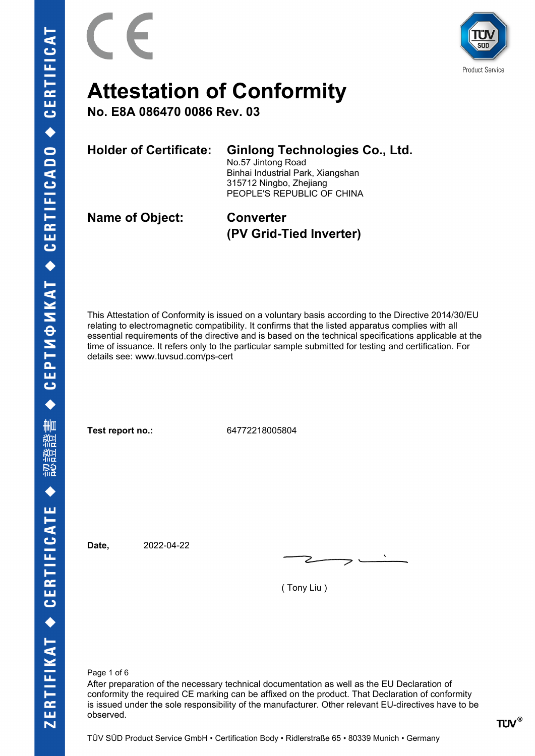# Attestation of Conformity

**No. E8A 086470 0086 Rev. 03**

**Holder of Certificate:** **Ginlong Technologies Co., Ltd.**
No.57 Jintong Road
Binhai Industrial Park, Xiangshan
315712 Ningbo, Zhejiang
PEOPLE'S REPUBLIC OF CHINA

**Name of Object:** **Converter (PV Grid-Tied Inverter)**

This Attestation of Conformity is issued on a voluntary basis according to the Directive 2014/30/EU relating to electromagnetic compatibility. It confirms that the listed apparatus complies with all essential requirements of the directive and is based on the technical specifications applicable at the time of issuance. It refers only to the particular sample submitted for testing and certification. For details see: www.tuvsud.com/ps-cert

**Test report no.:** 64772218005804

**Date,** 2022-04-22

( Tony Liu )

After preparation of the necessary technical documentation as well as the EU Declaration of conformity the required CE marking can be affixed on the product. That Declaration of conformity is issued under the sole responsibility of the manufacturer. Other relevant EU-directives have to be observed.

TÜV SÜD Product Service GmbH • Certification Body • Ridlerstraße 65 • 80339 Munich • Germany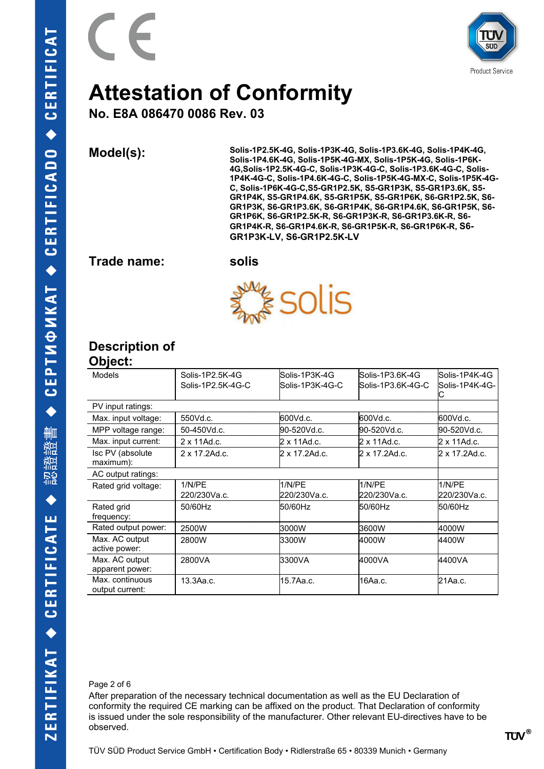# Attestation of Conformity

**No. E8A 086470 0086 Rev. 03**

**Model(s):** **Solis-1P2.5K-4G, Solis-1P3K-4G, Solis-1P3.6K-4G, Solis-1P4K-4G, Solis-1P4.6K-4G, Solis-1P5K-4G-MX, Solis-1P5K-4G, Solis-1P6K-4G,Solis-1P2.5K-4G-C, Solis-1P3K-4G-C, Solis-1P3.6K-4G-C, Solis-1P4K-4G-C, Solis-1P4.6K-4G-C, Solis-1P5K-4G-MX-C, Solis-1P5K-4G-C, Solis-1P6K-4G-C,S5-GR1P2.5K, S5-GR1P3K, S5-GR1P3.6K, S5-GR1P4K, S5-GR1P4.6K, S5-GR1P5K, S5-GR1P6K, S6-GR1P2.5K, S6-GR1P3K, S6-GR1P3.6K, S6-GR1P4K, S6-GR1P4.6K, S6-GR1P5K, S6-GR1P6K, S6-GR1P2.5K-R, S6-GR1P3K-R, S6-GR1P3.6K-R, S6-GR1P4K-R, S6-GR1P4.6K-R, S6-GR1P5K-R, S6-GR1P6K-R, S6-GR1P3K-LV, S6-GR1P2.5K-LV**

**Trade name:** **solis**

## Description of Object:

| Models | Solis-1P2.5K-4G<br>Solis-1P2.5K-4G-C | Solis-1P3K-4G<br>Solis-1P3K-4G-C | Solis-1P3.6K-4G<br>Solis-1P3.6K-4G-C | Solis-1P4K-4G<br>Solis-1P4K-4G-C |
|---|---|---|---|---|
| PV input ratings: | | | | |
| Max. input voltage: | 550Vd.c. | 600Vd.c. | 600Vd.c. | 600Vd.c. |
| MPP voltage range: | 50-450Vd.c. | 90-520Vd.c. | 90-520Vd.c. | 90-520Vd.c. |
| Max. input current: | 2 x 11Ad.c. | 2 x 11Ad.c. | 2 x 11Ad.c. | 2 x 11Ad.c. |
| Isc PV (absolute maximum): | 2 x 17.2Ad.c. | 2 x 17.2Ad.c. | 2 x 17.2Ad.c. | 2 x 17.2Ad.c. |
| AC output ratings: | | | | |
| Rated grid voltage: | 1/N/PE<br>220/230Va.c. | 1/N/PE<br>220/230Va.c. | 1/N/PE<br>220/230Va.c. | 1/N/PE<br>220/230Va.c. |
| Rated grid frequency: | 50/60Hz | 50/60Hz | 50/60Hz | 50/60Hz |
| Rated output power: | 2500W | 3000W | 3600W | 4000W |
| Max. AC output active power: | 2800W | 3300W | 4000W | 4400W |
| Max. AC output apparent power: | 2800VA | 3300VA | 4000VA | 4400VA |
| Max. continuous output current: | 13.3Aa.c. | 15.7Aa.c. | 16Aa.c. | 21Aa.c. |

After preparation of the necessary technical documentation as well as the EU Declaration of conformity the required CE marking can be affixed on the product. That Declaration of conformity is issued under the sole responsibility of the manufacturer. Other relevant EU-directives have to be observed.

TÜV SÜD Product Service GmbH • Certification Body • Ridlerstraße 65 • 80339 Munich • Germany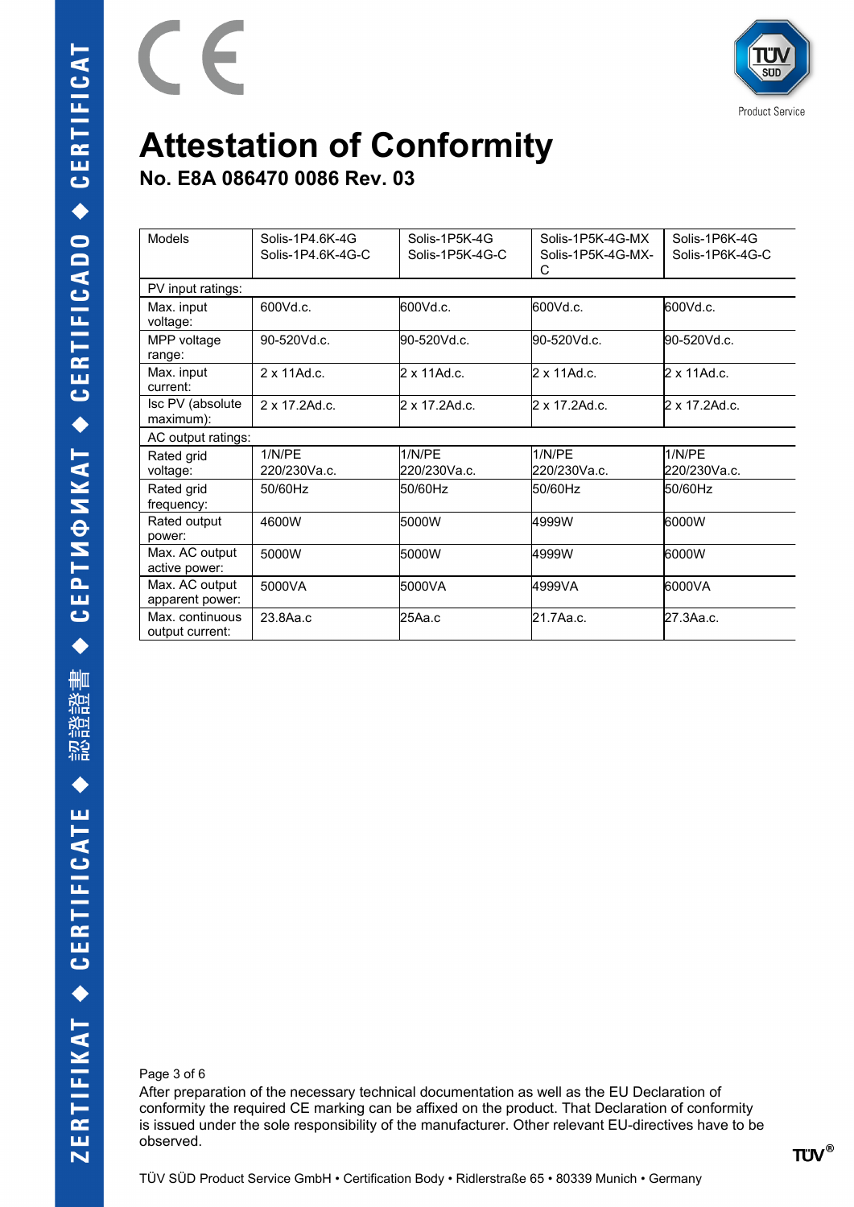# Attestation of Conformity

## No. E8A 086470 0086 Rev. 03

| Models | Solis-1P4.6K-4G<br>Solis-1P4.6K-4G-C | Solis-1P5K-4G<br>Solis-1P5K-4G-C | Solis-1P5K-4G-MX<br>Solis-1P5K-4G-MX-C | Solis-1P6K-4G<br>Solis-1P6K-4G-C |
|---|---|---|---|---|
| PV input ratings: | | | | |
| Max. input voltage: | 600Vd.c. | 600Vd.c. | 600Vd.c. | 600Vd.c. |
| MPP voltage range: | 90-520Vd.c. | 90-520Vd.c. | 90-520Vd.c. | 90-520Vd.c. |
| Max. input current: | 2 x 11Ad.c. | 2 x 11Ad.c. | 2 x 11Ad.c. | 2 x 11Ad.c. |
| Isc PV (absolute maximum): | 2 x 17.2Ad.c. | 2 x 17.2Ad.c. | 2 x 17.2Ad.c. | 2 x 17.2Ad.c. |
| AC output ratings: | | | | |
| Rated grid voltage: | 1/N/PE<br>220/230Va.c. | 1/N/PE<br>220/230Va.c. | 1/N/PE<br>220/230Va.c. | 1/N/PE<br>220/230Va.c. |
| Rated grid frequency: | 50/60Hz | 50/60Hz | 50/60Hz | 50/60Hz |
| Rated output power: | 4600W | 5000W | 4999W | 6000W |
| Max. AC output active power: | 5000W | 5000W | 4999W | 6000W |
| Max. AC output apparent power: | 5000VA | 5000VA | 4999VA | 6000VA |
| Max. continuous output current: | 23.8Aa.c | 25Aa.c | 21.7Aa.c. | 27.3Aa.c. |

After preparation of the necessary technical documentation as well as the EU Declaration of conformity the required CE marking can be affixed on the product. That Declaration of conformity is issued under the sole responsibility of the manufacturer. Other relevant EU-directives have to be observed.

TÜV SÜD Product Service GmbH • Certification Body • Ridlerstraße 65 • 80339 Munich • Germany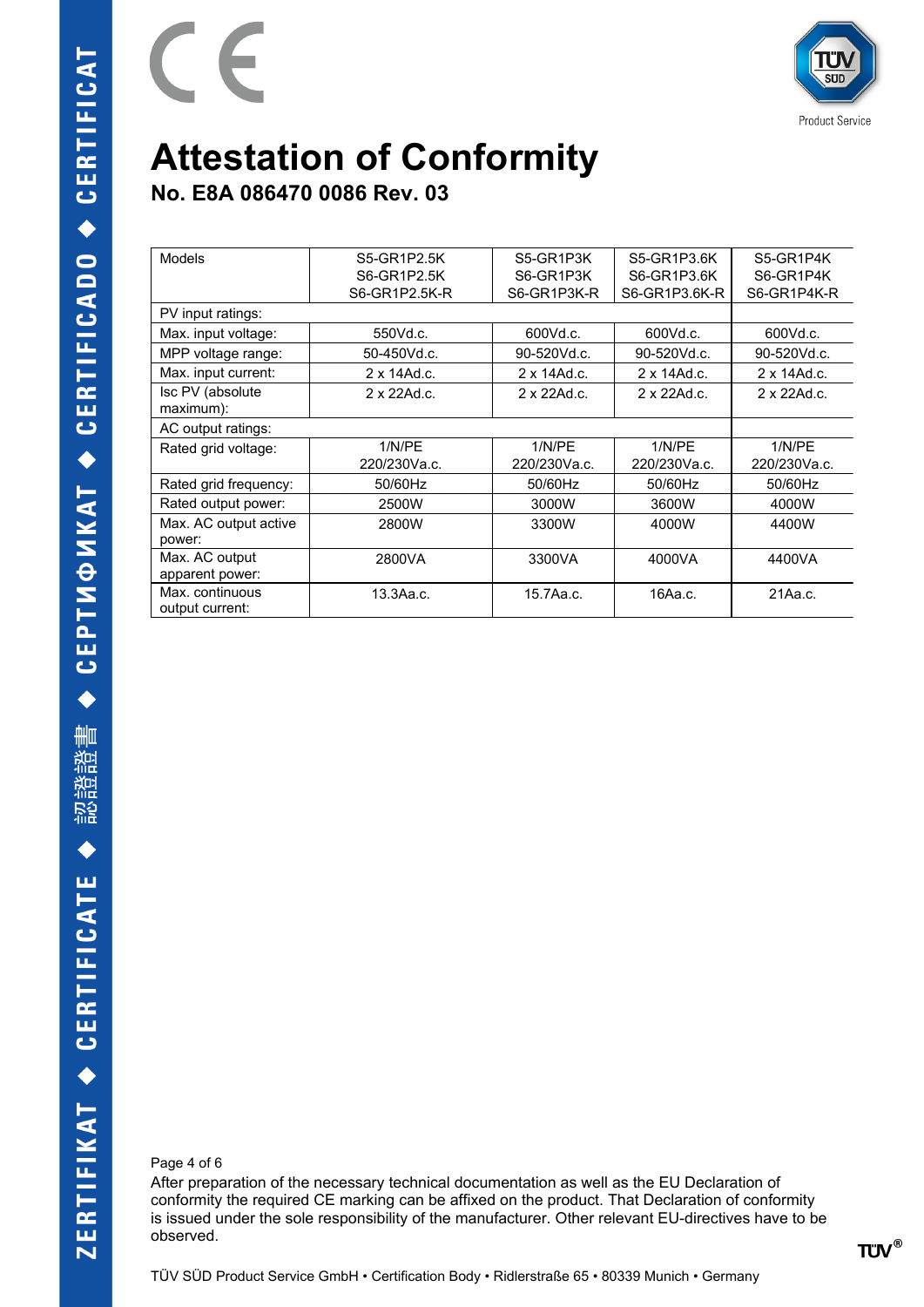# Attestation of Conformity

## No. E8A 086470 0086 Rev. 03

| Models | S5-GR1P2.5K<br>S6-GR1P2.5K<br>S6-GR1P2.5K-R | S5-GR1P3K<br>S6-GR1P3K<br>S6-GR1P3K-R | S5-GR1P3.6K<br>S6-GR1P3.6K<br>S6-GR1P3.6K-R | S5-GR1P4K<br>S6-GR1P4K<br>S6-GR1P4K-R |
|---|---|---|---|---|
| PV input ratings: | | | | |
| Max. input voltage: | 550Vd.c. | 600Vd.c. | 600Vd.c. | 600Vd.c. |
| MPP voltage range: | 50-450Vd.c. | 90-520Vd.c. | 90-520Vd.c. | 90-520Vd.c. |
| Max. input current: | 2 x 14Ad.c. | 2 x 14Ad.c. | 2 x 14Ad.c. | 2 x 14Ad.c. |
| Isc PV (absolute maximum): | 2 x 22Ad.c. | 2 x 22Ad.c. | 2 x 22Ad.c. | 2 x 22Ad.c. |
| AC output ratings: | | | | |
| Rated grid voltage: | 1/N/PE<br>220/230Va.c. | 1/N/PE<br>220/230Va.c. | 1/N/PE<br>220/230Va.c. | 1/N/PE<br>220/230Va.c. |
| Rated grid frequency: | 50/60Hz | 50/60Hz | 50/60Hz | 50/60Hz |
| Rated output power: | 2500W | 3000W | 3600W | 4000W |
| Max. AC output active power: | 2800W | 3300W | 4000W | 4400W |
| Max. AC output apparent power: | 2800VA | 3300VA | 4000VA | 4400VA |
| Max. continuous output current: | 13.3Aa.c. | 15.7Aa.c. | 16Aa.c. | 21Aa.c. |

After preparation of the necessary technical documentation as well as the EU Declaration of conformity the required CE marking can be affixed on the product. That Declaration of conformity is issued under the sole responsibility of the manufacturer. Other relevant EU-directives have to be observed.

TÜV SÜD Product Service GmbH • Certification Body • Ridlerstraße 65 • 80339 Munich • Germany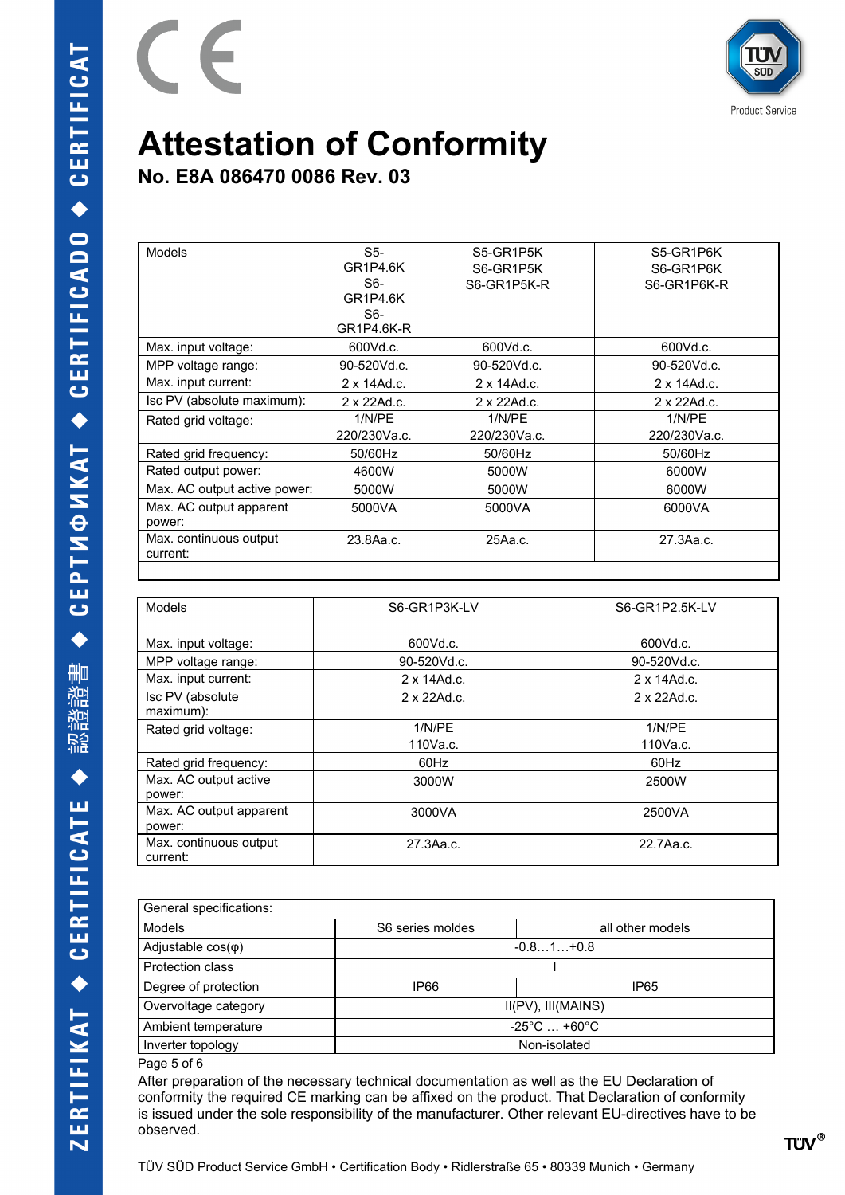# Attestation of Conformity

## No. E8A 086470 0086 Rev. 03

| Models | S5-GR1P4.6K S6-GR1P4.6K S6-GR1P4.6K-R | S5-GR1P5K S6-GR1P5K S6-GR1P5K-R | S5-GR1P6K S6-GR1P6K S6-GR1P6K-R |
|---|---|---|---|
| Max. input voltage: | 600Vd.c. | 600Vd.c. | 600Vd.c. |
| MPP voltage range: | 90-520Vd.c. | 90-520Vd.c. | 90-520Vd.c. |
| Max. input current: | 2 x 14Ad.c. | 2 x 14Ad.c. | 2 x 14Ad.c. |
| Isc PV (absolute maximum): | 2 x 22Ad.c. | 2 x 22Ad.c. | 2 x 22Ad.c. |
| Rated grid voltage: | 1/N/PE 220/230Va.c. | 1/N/PE 220/230Va.c. | 1/N/PE 220/230Va.c. |
| Rated grid frequency: | 50/60Hz | 50/60Hz | 50/60Hz |
| Rated output power: | 4600W | 5000W | 6000W |
| Max. AC output active power: | 5000W | 5000W | 6000W |
| Max. AC output apparent power: | 5000VA | 5000VA | 6000VA |
| Max. continuous output current: | 23.8Aa.c. | 25Aa.c. | 27.3Aa.c. |

| Models | S6-GR1P3K-LV | S6-GR1P2.5K-LV |
|---|---|---|
| Max. input voltage: | 600Vd.c. | 600Vd.c. |
| MPP voltage range: | 90-520Vd.c. | 90-520Vd.c. |
| Max. input current: | 2 x 14Ad.c. | 2 x 14Ad.c. |
| Isc PV (absolute maximum): | 2 x 22Ad.c. | 2 x 22Ad.c. |
| Rated grid voltage: | 1/N/PE 110Va.c. | 1/N/PE 110Va.c. |
| Rated grid frequency: | 60Hz | 60Hz |
| Max. AC output active power: | 3000W | 2500W |
| Max. AC output apparent power: | 3000VA | 2500VA |
| Max. continuous output current: | 27.3Aa.c. | 22.7Aa.c. |

| General specifications: | | |
|---|---|---|
| Models | S6 series moldes | all other models |
| Adjustable cos(φ) | -0.8…1…+0.8 | |
| Protection class | I | |
| Degree of protection | IP66 | IP65 |
| Overvoltage category | II(PV), III(MAINS) | |
| Ambient temperature | -25°C … +60°C | |
| Inverter topology | Non-isolated | |

After preparation of the necessary technical documentation as well as the EU Declaration of conformity the required CE marking can be affixed on the product. That Declaration of conformity is issued under the sole responsibility of the manufacturer. Other relevant EU-directives have to be observed.

TÜV SÜD Product Service GmbH • Certification Body • Ridlerstraße 65 • 80339 Munich • Germany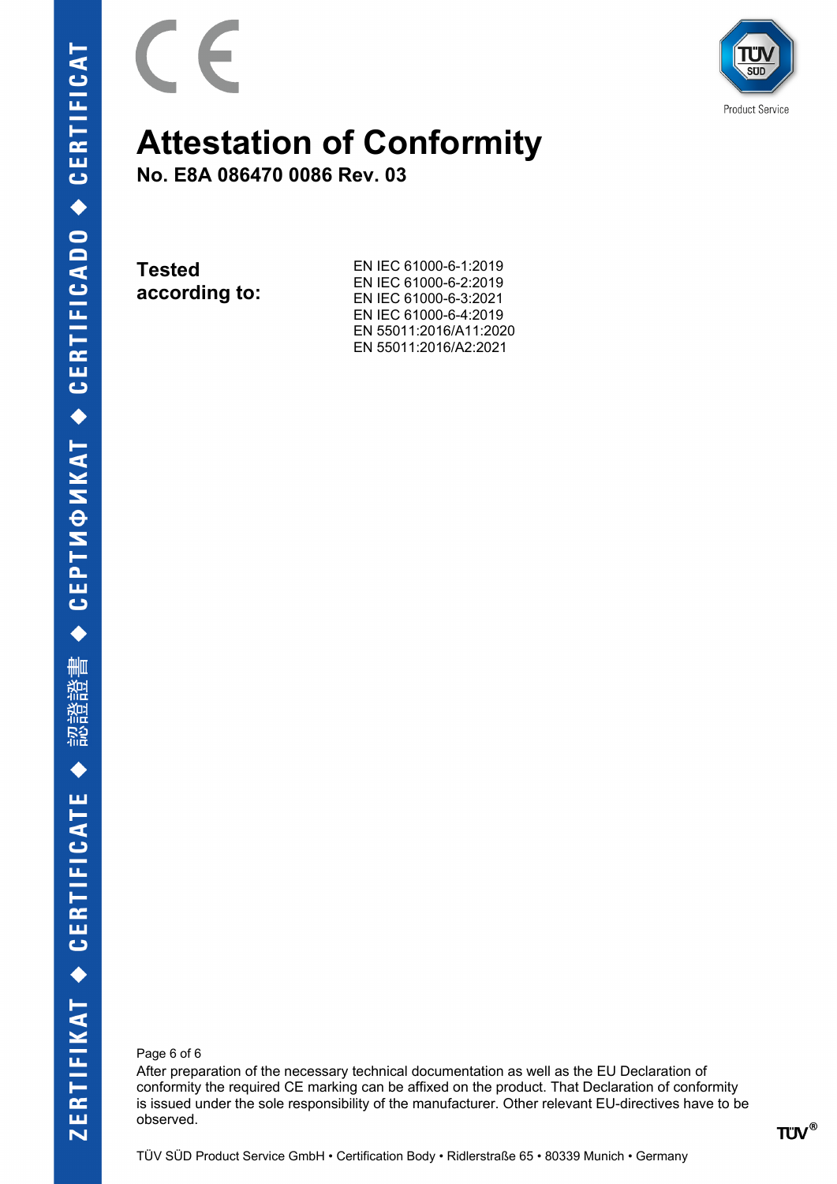# Attestation of Conformity

**No. E8A 086470 0086 Rev. 03**

| | |
|---|---|
| **Tested according to:** | EN IEC 61000-6-1:2019<br>EN IEC 61000-6-2:2019<br>EN IEC 61000-6-3:2021<br>EN IEC 61000-6-4:2019<br>EN 55011:2016/A11:2020<br>EN 55011:2016/A2:2021 |

After preparation of the necessary technical documentation as well as the EU Declaration of conformity the required CE marking can be affixed on the product. That Declaration of conformity is issued under the sole responsibility of the manufacturer. Other relevant EU-directives have to be observed.

TÜV SÜD Product Service GmbH • Certification Body • Ridlerstraße 65 • 80339 Munich • Germany